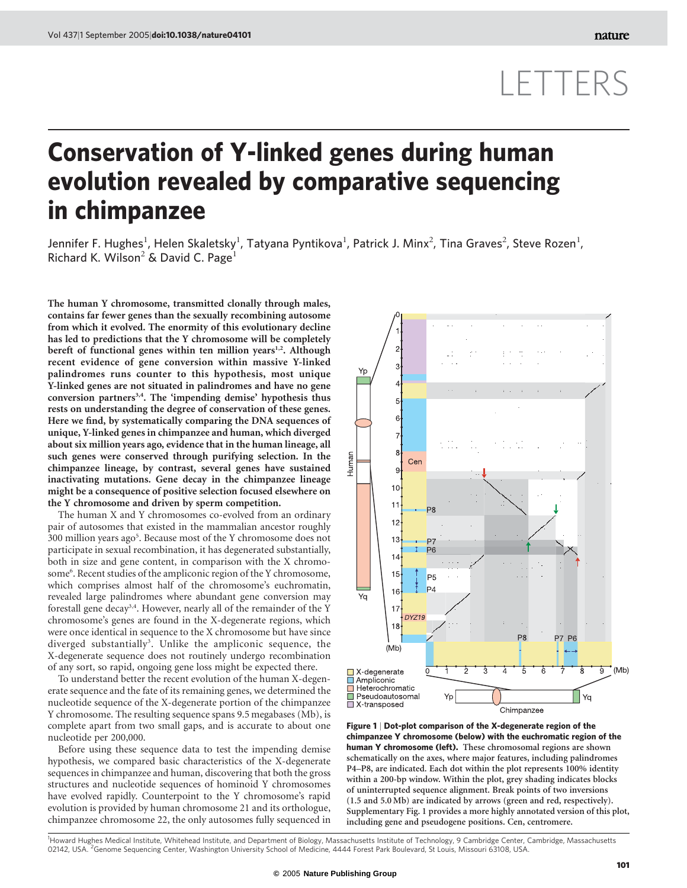# LETTERS

# Conservation of Y-linked genes during human evolution revealed by comparative sequencing in chimpanzee

Jennifer F. Hughes[1], Helen Skaletsky[1], Tatyana Pyntikova[1], Patrick J. Minx[2], Tina Graves[2], Steve Rozen[1], Richard K. Wilson[2] & David C. Page[1]

**The human Y chromosome, transmitted clonally through males, contains far fewer genes than the sexually recombining autosome from which it evolved. The enormity of this evolutionary decline has led to predictions that the Y chromosome will be completely bereft of functional genes within ten million years[1,2]. Although recent evidence of gene conversion within massive Y-linked palindromes runs counter to this hypothesis, most unique Y-linked genes are not situated in palindromes and have no gene conversion partners[3,4]. The 'impending demise' hypothesis thus rests on understanding the degree of conservation of these genes. Here we find, by systematically comparing the DNA sequences of unique, Y-linked genes in chimpanzee and human, which diverged about six million years ago, evidence that in the human lineage, all such genes were conserved through purifying selection. In the chimpanzee lineage, by contrast, several genes have sustained inactivating mutations. Gene decay in the chimpanzee lineage might be a consequence of positive selection focused elsewhere on the Y chromosome and driven by sperm competition.**

The human X and Y chromosomes co-evolved from an ordinary pair of autosomes that existed in the mammalian ancestor roughly 300 million years ago[5]. Because most of the Y chromosome does not participate in sexual recombination, it has degenerated substantially, both in size and gene content, in comparison with the X chromosome[6]. Recent studies of the ampliconic region of the Y chromosome, which comprises almost half of the chromosome's euchromatin, revealed large palindromes where abundant gene conversion may forestall gene decay[3,4]. However, nearly all of the remainder of the Y chromosome's genes are found in the X-degenerate regions, which were once identical in sequence to the X chromosome but have since diverged substantially[3]. Unlike the ampliconic sequence, the X-degenerate sequence does not routinely undergo recombination of any sort, so rapid, ongoing gene loss might be expected there.

To understand better the recent evolution of the human X-degenerate sequence and the fate of its remaining genes, we determined the nucleotide sequence of the X-degenerate portion of the chimpanzee Y chromosome. The resulting sequence spans 9.5 megabases (Mb), is complete apart from two small gaps, and is accurate to about one nucleotide per 200,000.

Before using these sequence data to test the impending demise hypothesis, we compared basic characteristics of the X-degenerate sequences in chimpanzee and human, discovering that both the gross structures and nucleotide sequences of hominoid Y chromosomes have evolved rapidly. Counterpoint to the Y chromosome's rapid evolution is provided by human chromosome 21 and its orthologue, chimpanzee chromosome 22, the only autosomes fully sequenced in

**Figure 1 | Dot-plot comparison of the X-degenerate region of the chimpanzee Y chromosome (below) with the euchromatic region of the human Y chromosome (left).** These chromosomal regions are shown schematically on the axes, where major features, including palindromes P4–P8, are indicated. Each dot within the plot represents 100% identity within a 200-bp window. Within the plot, grey shading indicates blocks of uninterrupted sequence alignment. Break points of two inversions (1.5 and 5.0 Mb) are indicated by arrows (green and red, respectively). Supplementary Fig. 1 provides a more highly annotated version of this plot, including gene and pseudogene positions. Cen, centromere.

[1]Howard Hughes Medical Institute, Whitehead Institute, and Department of Biology, Massachusetts Institute of Technology, 9 Cambridge Center, Cambridge, Massachusetts 02142, USA. [2]Genome Sequencing Center, Washington University School of Medicine, 4444 Forest Park Boulevard, St Louis, Missouri 63108, USA.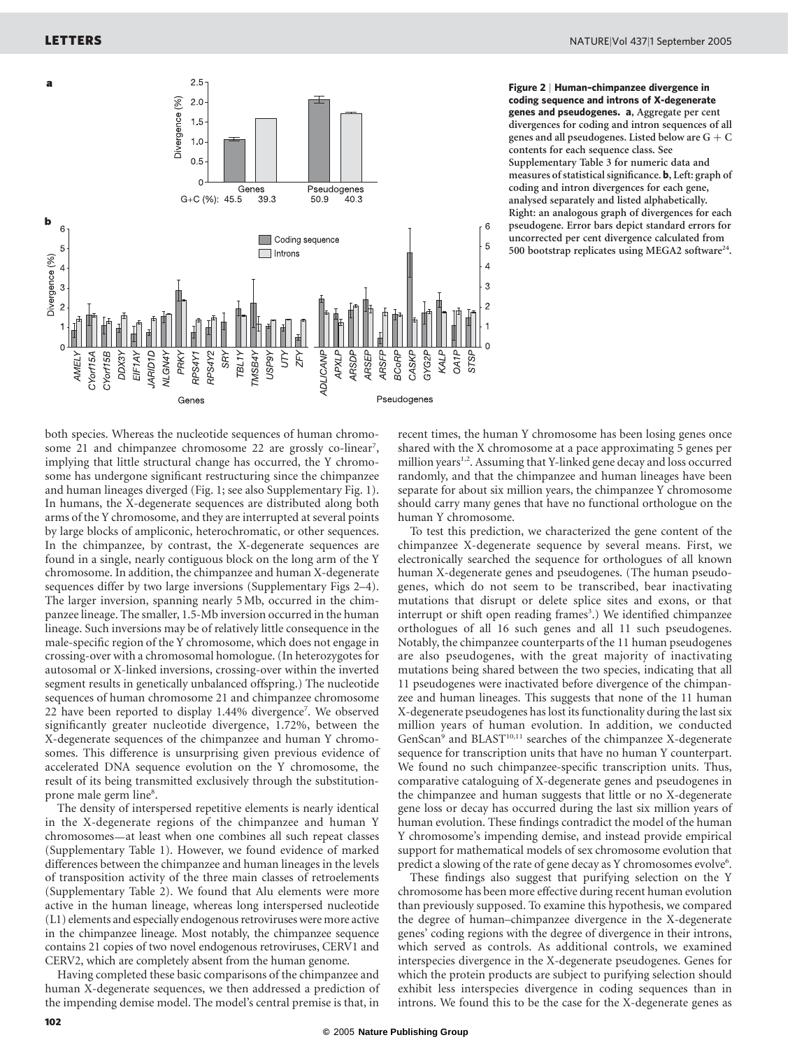**Figure 2 | Human–chimpanzee divergence in coding sequence and introns of X-degenerate genes and pseudogenes. a**, Aggregate per cent divergences for coding and intron sequences of all genes and all pseudogenes. Listed below are G + C contents for each sequence class. See Supplementary Table 3 for numeric data and measures of statistical significance. **b**, Left: graph of coding and intron divergences for each gene, analysed separately and listed alphabetically. Right: an analogous graph of divergences for each pseudogene. Error bars depict standard errors for uncorrected per cent divergence calculated from 500 bootstrap replicates using MEGA2 software[24].

both species. Whereas the nucleotide sequences of human chromosome 21 and chimpanzee chromosome 22 are grossly co-linear[7], implying that little structural change has occurred, the Y chromosome has undergone significant restructuring since the chimpanzee and human lineages diverged (Fig. 1; see also Supplementary Fig. 1). In humans, the X-degenerate sequences are distributed along both arms of the Y chromosome, and they are interrupted at several points by large blocks of ampliconic, heterochromatic, or other sequences. In the chimpanzee, by contrast, the X-degenerate sequences are found in a single, nearly contiguous block on the long arm of the Y chromosome. In addition, the chimpanzee and human X-degenerate sequences differ by two large inversions (Supplementary Figs 2–4). The larger inversion, spanning nearly 5 Mb, occurred in the chimpanzee lineage. The smaller, 1.5-Mb inversion occurred in the human lineage. Such inversions may be of relatively little consequence in the male-specific region of the Y chromosome, which does not engage in crossing-over with a chromosomal homologue. (In heterozygotes for autosomal or X-linked inversions, crossing-over within the inverted segment results in genetically unbalanced offspring.) The nucleotide sequences of human chromosome 21 and chimpanzee chromosome 22 have been reported to display 1.44% divergence[7]. We observed significantly greater nucleotide divergence, 1.72%, between the X-degenerate sequences of the chimpanzee and human Y chromosomes. This difference is unsurprising given previous evidence of accelerated DNA sequence evolution on the Y chromosome, the result of its being transmitted exclusively through the substitution-prone male germ line[8].

The density of interspersed repetitive elements is nearly identical in the X-degenerate regions of the chimpanzee and human Y chromosomes—at least when one combines all such repeat classes (Supplementary Table 1). However, we found evidence of marked differences between the chimpanzee and human lineages in the levels of transposition activity of the three main classes of retroelements (Supplementary Table 2). We found that Alu elements were more active in the human lineage, whereas long interspersed nucleotide (L1) elements and especially endogenous retroviruses were more active in the chimpanzee lineage. Most notably, the chimpanzee sequence contains 21 copies of two novel endogenous retroviruses, CERV1 and CERV2, which are completely absent from the human genome.

Having completed these basic comparisons of the chimpanzee and human X-degenerate sequences, we then addressed a prediction of the impending demise model. The model's central premise is that, in recent times, the human Y chromosome has been losing genes once shared with the X chromosome at a pace approximating 5 genes per million years[1,2]. Assuming that Y-linked gene decay and loss occurred randomly, and that the chimpanzee and human lineages have been separate for about six million years, the chimpanzee Y chromosome should carry many genes that have no functional orthologue on the human Y chromosome.

To test this prediction, we characterized the gene content of the chimpanzee X-degenerate sequence by several means. First, we electronically searched the sequence for orthologues of all known human X-degenerate genes and pseudogenes. (The human pseudogenes, which do not seem to be transcribed, bear inactivating mutations that disrupt or delete splice sites and exons, or that interrupt or shift open reading frames[3].) We identified chimpanzee orthologues of all 16 such genes and all 11 such pseudogenes. Notably, the chimpanzee counterparts of the 11 human pseudogenes are also pseudogenes, with the great majority of inactivating mutations being shared between the two species, indicating that all 11 pseudogenes were inactivated before divergence of the chimpanzee and human lineages. This suggests that none of the 11 human X-degenerate pseudogenes has lost its functionality during the last six million years of human evolution. In addition, we conducted GenScan[9] and BLAST[10,11] searches of the chimpanzee X-degenerate sequence for transcription units that have no human Y counterpart. We found no such chimpanzee-specific transcription units. Thus, comparative cataloguing of X-degenerate genes and pseudogenes in the chimpanzee and human suggests that little or no X-degenerate gene loss or decay has occurred during the last six million years of human evolution. These findings contradict the model of the human Y chromosome's impending demise, and instead provide empirical support for mathematical models of sex chromosome evolution that predict a slowing of the rate of gene decay as Y chromosomes evolve[6].

These findings also suggest that purifying selection on the Y chromosome has been more effective during recent human evolution than previously supposed. To examine this hypothesis, we compared the degree of human–chimpanzee divergence in the X-degenerate genes' coding regions with the degree of divergence in their introns, which served as controls. As additional controls, we examined interspecies divergence in the X-degenerate pseudogenes. Genes for which the protein products are subject to purifying selection should exhibit less interspecies divergence in coding sequences than in introns. We found this to be the case for the X-degenerate genes as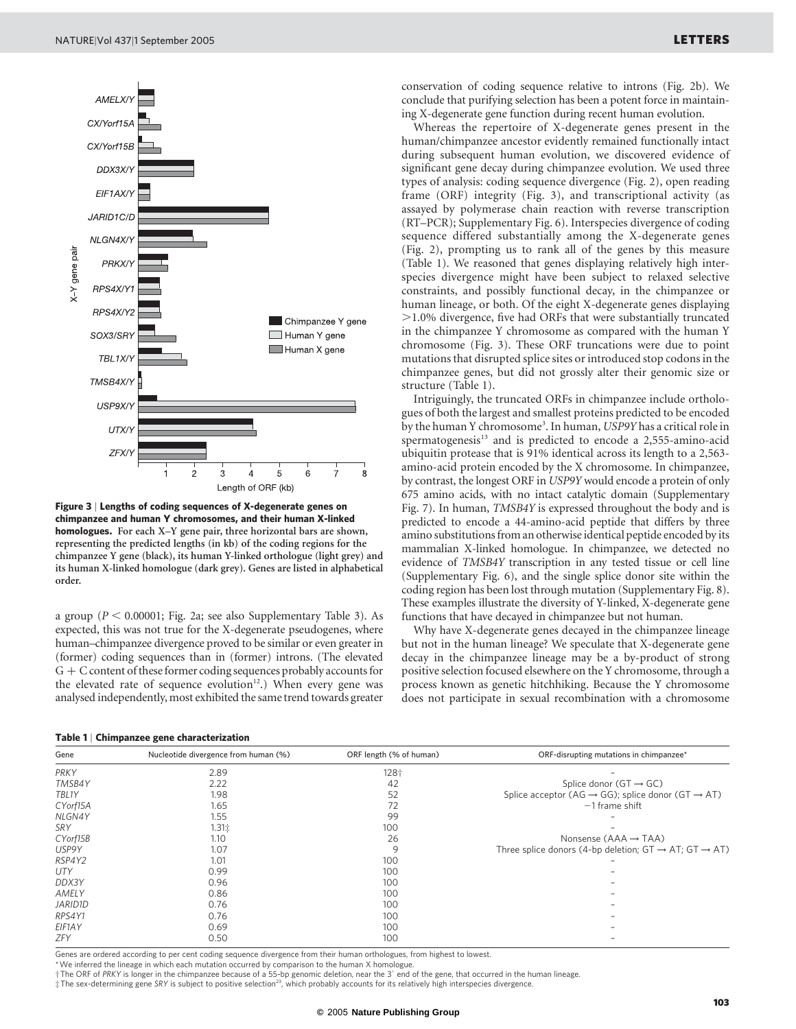**Figure 3 | Lengths of coding sequences of X-degenerate genes on chimpanzee and human Y chromosomes, and their human X-linked homologues.** For each X–Y gene pair, three horizontal bars are shown, representing the predicted lengths (in kb) of the coding regions for the chimpanzee Y gene (black), its human Y-linked orthologue (light grey) and its human X-linked homologue (dark grey). Genes are listed in alphabetical order.

a group ($P < 0.00001$; Fig. 2a; see also Supplementary Table 3). As expected, this was not true for the X-degenerate pseudogenes, where human–chimpanzee divergence proved to be similar or even greater in (former) coding sequences than in (former) introns. (The elevated G + C content of these former coding sequences probably accounts for the elevated rate of sequence evolution[12].) When every gene was analysed independently, most exhibited the same trend towards greater conservation of coding sequence relative to introns (Fig. 2b). We conclude that purifying selection has been a potent force in maintaining X-degenerate gene function during recent human evolution.

Whereas the repertoire of X-degenerate genes present in the human/chimpanzee ancestor evidently remained functionally intact during subsequent human evolution, we discovered evidence of significant gene decay during chimpanzee evolution. We used three types of analysis: coding sequence divergence (Fig. 2), open reading frame (ORF) integrity (Fig. 3), and transcriptional activity (as assayed by polymerase chain reaction with reverse transcription (RT–PCR); Supplementary Fig. 6). Interspecies divergence of coding sequence differed substantially among the X-degenerate genes (Fig. 2), prompting us to rank all of the genes by this measure (Table 1). We reasoned that genes displaying relatively high interspecies divergence might have been subject to relaxed selective constraints, and possibly functional decay, in the chimpanzee or human lineage, or both. Of the eight X-degenerate genes displaying >1.0% divergence, five had ORFs that were substantially truncated in the chimpanzee Y chromosome as compared with the human Y chromosome (Fig. 3). These ORF truncations were due to point mutations that disrupted splice sites or introduced stop codons in the chimpanzee genes, but did not grossly alter their genomic size or structure (Table 1).

Intriguingly, the truncated ORFs in chimpanzee include orthologues of both the largest and smallest proteins predicted to be encoded by the human Y chromosome[3]. In human, *USP9Y* has a critical role in spermatogenesis[13] and is predicted to encode a 2,555-amino-acid ubiquitin protease that is 91% identical across its length to a 2,563-amino-acid protein encoded by the X chromosome. In chimpanzee, by contrast, the longest ORF in *USP9Y* would encode a protein of only 675 amino acids, with no intact catalytic domain (Supplementary Fig. 7). In human, *TMSB4Y* is expressed throughout the body and is predicted to encode a 44-amino-acid peptide that differs by three amino substitutions from an otherwise identical peptide encoded by its mammalian X-linked homologue. In chimpanzee, we detected no evidence of *TMSB4Y* transcription in any tested tissue or cell line (Supplementary Fig. 6), and the single splice donor site within the coding region has been lost through mutation (Supplementary Fig. 8). These examples illustrate the diversity of Y-linked, X-degenerate gene functions that have decayed in chimpanzee but not human.

Why have X-degenerate genes decayed in the chimpanzee lineage but not in the human lineage? We speculate that X-degenerate gene decay in the chimpanzee lineage may be a by-product of strong positive selection focused elsewhere on the Y chromosome, through a process known as genetic hitchhiking. Because the Y chromosome does not participate in sexual recombination with a chromosome

**Table 1 | Chimpanzee gene characterization**

| Gene | Nucleotide divergence from human (%) | ORF length (% of human) | ORF-disrupting mutations in chimpanzee* |
|---|---|---|---|
| *PRKY* | 2.89 | 128† | – |
| *TMSB4Y* | 2.22 | 42 | Splice donor (GT → GC) |
| *TBL1Y* | 1.98 | 52 | Splice acceptor (AG → GG); splice donor (GT → AT) |
| *CYorf15A* | 1.65 | 72 | −1 frame shift |
| *NLGN4Y* | 1.55 | 99 | – |
| *SRY* | 1.31‡ | 100 | – |
| *CYorf15B* | 1.10 | 26 | Nonsense (AAA → TAA) |
| *USP9Y* | 1.07 | 9 | Three splice donors (4-bp deletion; GT → AT; GT → AT) |
| *RSP4Y2* | 1.01 | 100 | – |
| *UTY* | 0.99 | 100 | – |
| *DDX3Y* | 0.96 | 100 | – |
| *AMELY* | 0.86 | 100 | – |
| *JARID1D* | 0.76 | 100 | – |
| *RPS4Y1* | 0.76 | 100 | – |
| *EIF1AY* | 0.69 | 100 | – |
| *ZFY* | 0.50 | 100 | – |

Genes are ordered according to per cent coding sequence divergence from their human orthologues, from highest to lowest.
*We inferred the lineage in which each mutation occurred by comparison to the human X homologue.
†The ORF of *PRKY* is longer in the chimpanzee because of a 55-bp genomic deletion, near the 3′ end of the gene, that occurred in the human lineage.
‡The sex-determining gene *SRY* is subject to positive selection[23], which probably accounts for its relatively high interspecies divergence.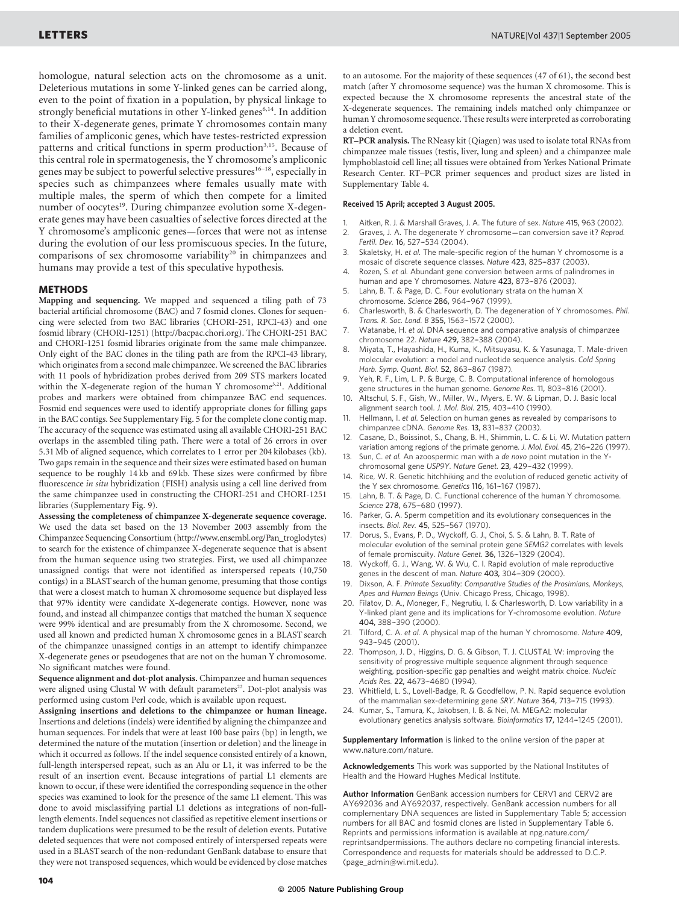homologue, natural selection acts on the chromosome as a unit. Deleterious mutations in some Y-linked genes can be carried along, even to the point of fixation in a population, by physical linkage to strongly beneficial mutations in other Y-linked genes[6,14]. In addition to their X-degenerate genes, primate Y chromosomes contain many families of ampliconic genes, which have testes-restricted expression patterns and critical functions in sperm production[3,15]. Because of this central role in spermatogenesis, the Y chromosome's ampliconic genes may be subject to powerful selective pressures[16–18], especially in species such as chimpanzees where females usually mate with multiple males, the sperm of which then compete for a limited number of oocytes[19]. During chimpanzee evolution some X-degenerate genes may have been casualties of selective forces directed at the Y chromosome's ampliconic genes—forces that were not as intense during the evolution of our less promiscuous species. In the future, comparisons of sex chromosome variability[20] in chimpanzees and humans may provide a test of this speculative hypothesis.

## METHODS

**Mapping and sequencing.** We mapped and sequenced a tiling path of 73 bacterial artificial chromosome (BAC) and 7 fosmid clones. Clones for sequencing were selected from two BAC libraries (CHORI-251, RPCI-43) and one fosmid library (CHORI-1251) (http://bacpac.chori.org). The CHORI-251 BAC and CHORI-1251 fosmid libraries originate from the same male chimpanzee. Only eight of the BAC clones in the tiling path are from the RPCI-43 library, which originates from a second male chimpanzee. We screened the BAC libraries with 11 pools of hybridization probes derived from 209 STS markers located within the X-degenerate region of the human Y chromosome[3,21]. Additional probes and markers were obtained from chimpanzee BAC end sequences. Fosmid end sequences were used to identify appropriate clones for filling gaps in the BAC contigs. See Supplementary Fig. 5 for the complete clone contig map. The accuracy of the sequence was estimated using all available CHORI-251 BAC overlaps in the assembled tiling path. There were a total of 26 errors in over 5.31 Mb of aligned sequence, which correlates to 1 error per 204 kilobases (kb). Two gaps remain in the sequence and their sizes were estimated based on human sequence to be roughly 14 kb and 69 kb. These sizes were confirmed by fibre fluorescence *in situ* hybridization (FISH) analysis using a cell line derived from the same chimpanzee used in constructing the CHORI-251 and CHORI-1251 libraries (Supplementary Fig. 9).

**Assessing the completeness of chimpanzee X-degenerate sequence coverage.** We used the data set based on the 13 November 2003 assembly from the Chimpanzee Sequencing Consortium (http://www.ensembl.org/Pan_troglodytes) to search for the existence of chimpanzee X-degenerate sequence that is absent from the human sequence using two strategies. First, we used all chimpanzee unassigned contigs that were not identified as interspersed repeats (10,750 contigs) in a BLAST search of the human genome, presuming that those contigs that were a closest match to human X chromosome sequence but displayed less that 97% identity were candidate X-degenerate contigs. However, none was found, and instead all chimpanzee contigs that matched the human X sequence were 99% identical and are presumably from the X chromosome. Second, we used all known and predicted human X chromosome genes in a BLAST search of the chimpanzee unassigned contigs in an attempt to identify chimpanzee X-degenerate genes or pseudogenes that are not on the human Y chromosome. No significant matches were found.

**Sequence alignment and dot-plot analysis.** Chimpanzee and human sequences were aligned using Clustal W with default parameters[22]. Dot-plot analysis was performed using custom Perl code, which is available upon request.

**Assigning insertions and deletions to the chimpanzee or human lineage.** Insertions and deletions (indels) were identified by aligning the chimpanzee and human sequences. For indels that were at least 100 base pairs (bp) in length, we determined the nature of the mutation (insertion or deletion) and the lineage in which it occurred as follows. If the indel sequence consisted entirely of a known, full-length interspersed repeat, such as an Alu or L1, it was inferred to be the result of an insertion event. Because integrations of partial L1 elements are known to occur, if these were identified the corresponding sequence in the other species was examined to look for the presence of the same L1 element. This was done to avoid misclassifying partial L1 deletions as integrations of non-full-length elements. Indel sequences not classified as repetitive element insertions or tandem duplications were presumed to be the result of deletion events. Putative deleted sequences that were not composed entirely of interspersed repeats were used in a BLAST search of the non-redundant GenBank database to ensure that they were not transposed sequences, which would be evidenced by close matches to an autosome. For the majority of these sequences (47 of 61), the second best match (after Y chromosome sequence) was the human X chromosome. This is expected because the X chromosome represents the ancestral state of the X-degenerate sequences. The remaining indels matched only chimpanzee or human Y chromosome sequence. These results were interpreted as corroborating a deletion event.

**RT–PCR analysis.** The RNeasy kit (Qiagen) was used to isolate total RNAs from chimpanzee male tissues (testis, liver, lung and spleen) and a chimpanzee male lymphoblastoid cell line; all tissues were obtained from Yerkes National Primate Research Center. RT–PCR primer sequences and product sizes are listed in Supplementary Table 4.

**Received 15 April; accepted 3 August 2005.**

1. Aitken, R. J. & Marshall Graves, J. A. The future of sex. *Nature* **415**, 963 (2002).
2. Graves, J. A. The degenerate Y chromosome—can conversion save it? *Reprod. Fertil. Dev.* **16**, 527–534 (2004).
3. Skaletsky, H. *et al.* The male-specific region of the human Y chromosome is a mosaic of discrete sequence classes. *Nature* **423**, 825–837 (2003).
4. Rozen, S. *et al.* Abundant gene conversion between arms of palindromes in human and ape Y chromosomes. *Nature* **423**, 873–876 (2003).
5. Lahn, B. T. & Page, D. C. Four evolutionary strata on the human X chromosome. *Science* **286**, 964–967 (1999).
6. Charlesworth, B. & Charlesworth, D. The degeneration of Y chromosomes. *Phil. Trans. R. Soc. Lond. B* **355**, 1563–1572 (2000).
7. Watanabe, H. *et al.* DNA sequence and comparative analysis of chimpanzee chromosome 22. *Nature* **429**, 382–388 (2004).
8. Miyata, T., Hayashida, H., Kuma, K., Mitsuyasu, K. & Yasunaga, T. Male-driven molecular evolution: a model and nucleotide sequence analysis. *Cold Spring Harb. Symp. Quant. Biol.* **52**, 863–867 (1987).
9. Yeh, R. F., Lim, L. P. & Burge, C. B. Computational inference of homologous gene structures in the human genome. *Genome Res.* **11**, 803–816 (2001).
10. Altschul, S. F., Gish, W., Miller, W., Myers, E. W. & Lipman, D. J. Basic local alignment search tool. *J. Mol. Biol.* **215**, 403–410 (1990).
11. Hellmann, I. *et al.* Selection on human genes as revealed by comparisons to chimpanzee cDNA. *Genome Res.* **13**, 831–837 (2003).
12. Casane, D., Boissinot, S., Chang, B. H., Shimmin, L. C. & Li, W. Mutation pattern variation among regions of the primate genome. *J. Mol. Evol.* **45**, 216–226 (1997).
13. Sun, C. *et al.* An azoospermic man with a *de novo* point mutation in the Y-chromosomal gene *USP9Y*. *Nature Genet.* **23**, 429–432 (1999).
14. Rice, W. R. Genetic hitchhiking and the evolution of reduced genetic activity of the Y sex chromosome. *Genetics* **116**, 161–167 (1987).
15. Lahn, B. T. & Page, D. C. Functional coherence of the human Y chromosome. *Science* **278**, 675–680 (1997).
16. Parker, G. A. Sperm competition and its evolutionary consequences in the insects. *Biol. Rev.* **45**, 525–567 (1970).
17. Dorus, S., Evans, P. D., Wyckoff, G. J., Choi, S. S. & Lahn, B. T. Rate of molecular evolution of the seminal protein gene *SEMG2* correlates with levels of female promiscuity. *Nature Genet.* **36**, 1326–1329 (2004).
18. Wyckoff, G. J., Wang, W. & Wu, C. I. Rapid evolution of male reproductive genes in the descent of man. *Nature* **403**, 304–309 (2000).
19. Dixson, A. F. *Primate Sexuality: Comparative Studies of the Prosimians, Monkeys, Apes and Human Beings* (Univ. Chicago Press, Chicago, 1998).
20. Filatov, D. A., Moneger, F., Negrutiu, I. & Charlesworth, D. Low variability in a Y-linked plant gene and its implications for Y-chromosome evolution. *Nature* **404**, 388–390 (2000).
21. Tilford, C. A. *et al.* A physical map of the human Y chromosome. *Nature* **409**, 943–945 (2001).
22. Thompson, J. D., Higgins, D. G. & Gibson, T. J. CLUSTAL W: improving the sensitivity of progressive multiple sequence alignment through sequence weighting, position-specific gap penalties and weight matrix choice. *Nucleic Acids Res.* **22**, 4673–4680 (1994).
23. Whitfield, L. S., Lovell-Badge, R. & Goodfellow, P. N. Rapid sequence evolution of the mammalian sex-determining gene *SRY*. *Nature* **364**, 713–715 (1993).
24. Kumar, S., Tamura, K., Jakobsen, I. B. & Nei, M. MEGA2: molecular evolutionary genetics analysis software. *Bioinformatics* **17**, 1244–1245 (2001).

**Supplementary Information** is linked to the online version of the paper at www.nature.com/nature.

**Acknowledgements** This work was supported by the National Institutes of Health and the Howard Hughes Medical Institute.

**Author Information** GenBank accession numbers for CERV1 and CERV2 are AY692036 and AY692037, respectively. GenBank accession numbers for all complementary DNA sequences are listed in Supplementary Table 5; accession numbers for all BAC and fosmid clones are listed in Supplementary Table 6. Reprints and permissions information is available at npg.nature.com/reprintsandpermissions. The authors declare no competing financial interests. Correspondence and requests for materials should be addressed to D.C.P. (page_admin@wi.mit.edu).